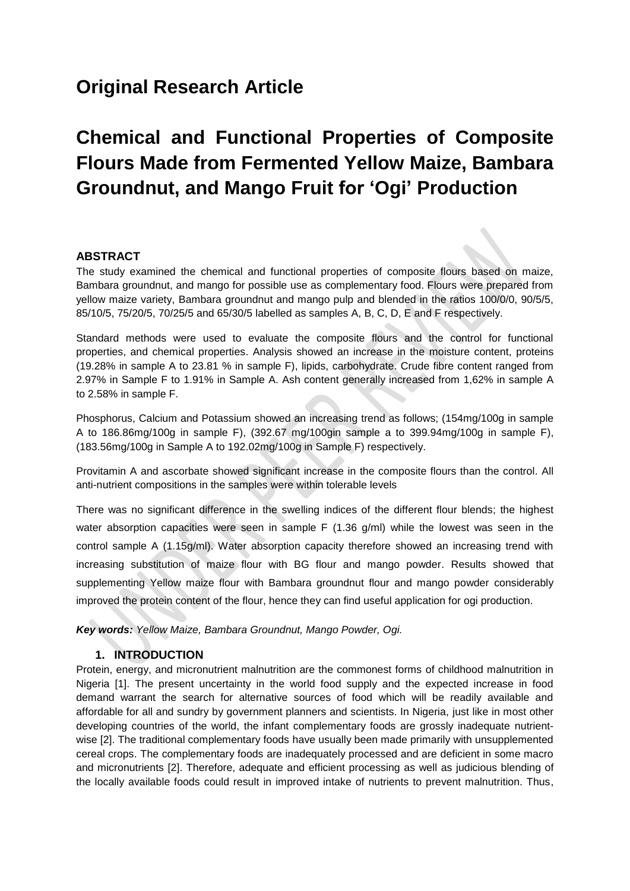# Original Research Article

# Chemical and Functional Properties of Composite Flours Made from Fermented Yellow Maize, Bambara Groundnut, and Mango Fruit for 'Ogi' Production

### ABSTRACT

The study examined the chemical and functional properties of composite flours based on maize, Bambara groundnut, and mango for possible use as complementary food. Flours were prepared from yellow maize variety, Bambara groundnut and mango pulp and blended in the ratios 100/0/0, 90/5/5, 85/10/5, 75/20/5, 70/25/5 and 65/30/5 labelled as samples A, B, C, D, E and F respectively.

Standard methods were used to evaluate the composite flours and the control for functional properties, and chemical properties. Analysis showed an increase in the moisture content, proteins (19.28% in sample A to 23.81 % in sample F), lipids, carbohydrate. Crude fibre content ranged from 2.97% in Sample F to 1.91% in Sample A. Ash content generally increased from 1,62% in sample A to 2.58% in sample F.

Phosphorus, Calcium and Potassium showed an increasing trend as follows; (154mg/100g in sample A to 186.86mg/100g in sample F), (392.67 mg/100gin sample a to 399.94mg/100g in sample F), (183.56mg/100g in Sample A to 192.02mg/100g in Sample F) respectively.

Provitamin A and ascorbate showed significant increase in the composite flours than the control. All anti-nutrient compositions in the samples were within tolerable levels

There was no significant difference in the swelling indices of the different flour blends; the highest water absorption capacities were seen in sample F (1.36 g/ml) while the lowest was seen in the control sample A (1.15g/ml). Water absorption capacity therefore showed an increasing trend with increasing substitution of maize flour with BG flour and mango powder. Results showed that supplementing Yellow maize flour with Bambara groundnut flour and mango powder considerably improved the protein content of the flour, hence they can find useful application for ogi production.

***Key words:*** *Yellow Maize, Bambara Groundnut, Mango Powder, Ogi.*

## 1. INTRODUCTION

Protein, energy, and micronutrient malnutrition are the commonest forms of childhood malnutrition in Nigeria [1]. The present uncertainty in the world food supply and the expected increase in food demand warrant the search for alternative sources of food which will be readily available and affordable for all and sundry by government planners and scientists. In Nigeria, just like in most other developing countries of the world, the infant complementary foods are grossly inadequate nutrient-wise [2]. The traditional complementary foods have usually been made primarily with unsupplemented cereal crops. The complementary foods are inadequately processed and are deficient in some macro and micronutrients [2]. Therefore, adequate and efficient processing as well as judicious blending of the locally available foods could result in improved intake of nutrients to prevent malnutrition. Thus,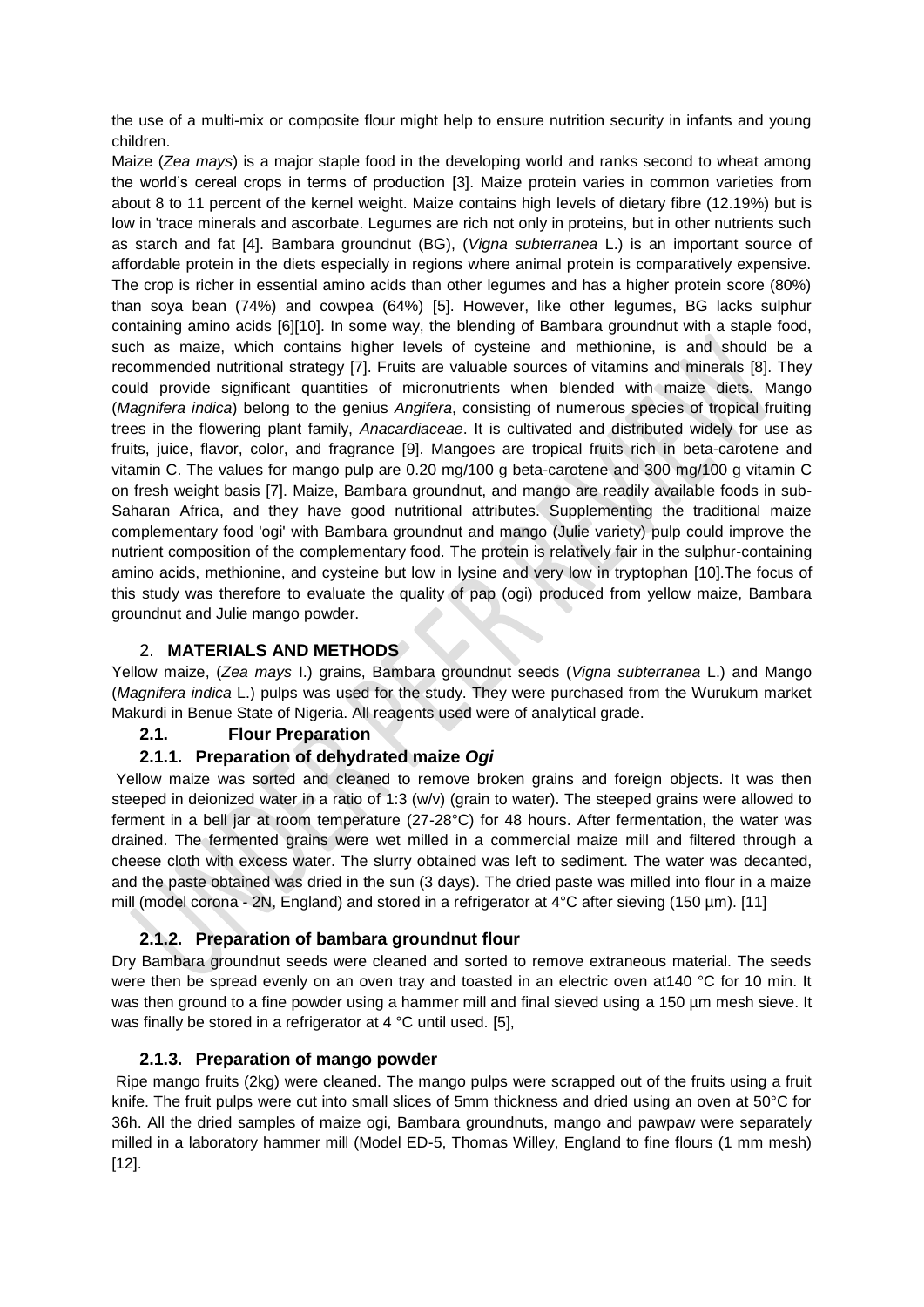the use of a multi-mix or composite flour might help to ensure nutrition security in infants and young children.

Maize (*Zea mays*) is a major staple food in the developing world and ranks second to wheat among the world's cereal crops in terms of production [3]. Maize protein varies in common varieties from about 8 to 11 percent of the kernel weight. Maize contains high levels of dietary fibre (12.19%) but is low in 'trace minerals and ascorbate. Legumes are rich not only in proteins, but in other nutrients such as starch and fat [4]. Bambara groundnut (BG), (*Vigna subterranea* L.) is an important source of affordable protein in the diets especially in regions where animal protein is comparatively expensive. The crop is richer in essential amino acids than other legumes and has a higher protein score (80%) than soya bean (74%) and cowpea (64%) [5]. However, like other legumes, BG lacks sulphur containing amino acids [6][10]. In some way, the blending of Bambara groundnut with a staple food, such as maize, which contains higher levels of cysteine and methionine, is and should be a recommended nutritional strategy [7]. Fruits are valuable sources of vitamins and minerals [8]. They could provide significant quantities of micronutrients when blended with maize diets. Mango (*Magnifera indica*) belong to the genius *Angifera*, consisting of numerous species of tropical fruiting trees in the flowering plant family, *Anacardiaceae*. It is cultivated and distributed widely for use as fruits, juice, flavor, color, and fragrance [9]. Mangoes are tropical fruits rich in beta-carotene and vitamin C. The values for mango pulp are 0.20 mg/100 g beta-carotene and 300 mg/100 g vitamin C on fresh weight basis [7]. Maize, Bambara groundnut, and mango are readily available foods in sub-Saharan Africa, and they have good nutritional attributes. Supplementing the traditional maize complementary food 'ogi' with Bambara groundnut and mango (Julie variety) pulp could improve the nutrient composition of the complementary food. The protein is relatively fair in the sulphur-containing amino acids, methionine, and cysteine but low in lysine and very low in tryptophan [10].The focus of this study was therefore to evaluate the quality of pap (ogi) produced from yellow maize, Bambara groundnut and Julie mango powder.

## 2. MATERIALS AND METHODS

Yellow maize, (*Zea mays* I.) grains, Bambara groundnut seeds (*Vigna subterranea* L.) and Mango (*Magnifera indica* L.) pulps was used for the study. They were purchased from the Wurukum market Makurdi in Benue State of Nigeria. All reagents used were of analytical grade.

### 2.1. Flour Preparation

#### 2.1.1. Preparation of dehydrated maize *Ogi*

Yellow maize was sorted and cleaned to remove broken grains and foreign objects. It was then steeped in deionized water in a ratio of 1:3 (w/v) (grain to water). The steeped grains were allowed to ferment in a bell jar at room temperature (27-28°C) for 48 hours. After fermentation, the water was drained. The fermented grains were wet milled in a commercial maize mill and filtered through a cheese cloth with excess water. The slurry obtained was left to sediment. The water was decanted, and the paste obtained was dried in the sun (3 days). The dried paste was milled into flour in a maize mill (model corona - 2N, England) and stored in a refrigerator at 4°C after sieving (150 µm). [11]

#### 2.1.2. Preparation of bambara groundnut flour

Dry Bambara groundnut seeds were cleaned and sorted to remove extraneous material. The seeds were then be spread evenly on an oven tray and toasted in an electric oven at140 °C for 10 min. It was then ground to a fine powder using a hammer mill and final sieved using a 150 µm mesh sieve. It was finally be stored in a refrigerator at 4 °C until used. [5],

#### 2.1.3. Preparation of mango powder

Ripe mango fruits (2kg) were cleaned. The mango pulps were scrapped out of the fruits using a fruit knife. The fruit pulps were cut into small slices of 5mm thickness and dried using an oven at 50°C for 36h. All the dried samples of maize ogi, Bambara groundnuts, mango and pawpaw were separately milled in a laboratory hammer mill (Model ED-5, Thomas Willey, England to fine flours (1 mm mesh) [12].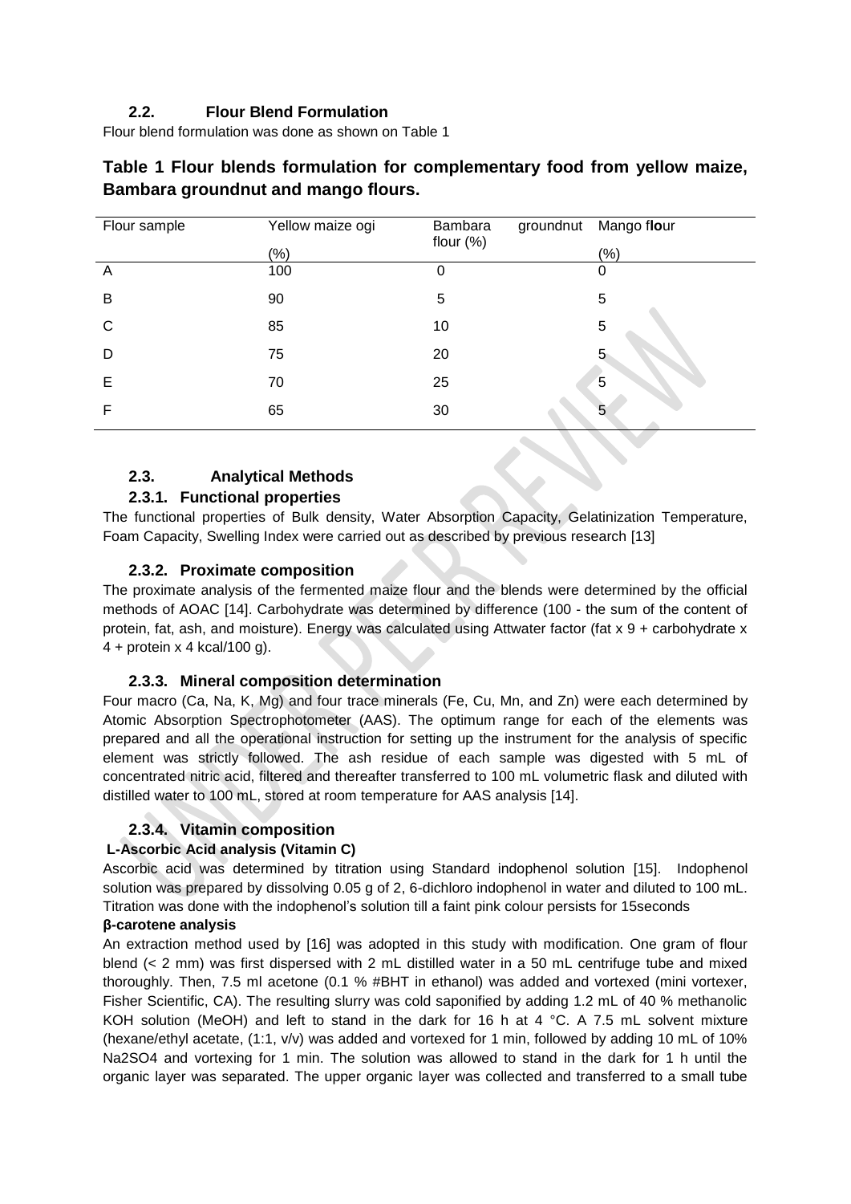## 2.2. Flour Blend Formulation

Flour blend formulation was done as shown on Table 1

**Table 1 Flour blends formulation for complementary food from yellow maize, Bambara groundnut and mango flours.**

| Flour sample | Yellow maize ogi (%) | Bambara groundnut flour (%) | Mango flour (%) |
|---|---|---|---|
| A | 100 | 0 | 0 |
| B | 90 | 5 | 5 |
| C | 85 | 10 | 5 |
| D | 75 | 20 | 5 |
| E | 70 | 25 | 5 |
| F | 65 | 30 | 5 |

## 2.3. Analytical Methods

### 2.3.1. Functional properties

The functional properties of Bulk density, Water Absorption Capacity, Gelatinization Temperature, Foam Capacity, Swelling Index were carried out as described by previous research [13]

### 2.3.2. Proximate composition

The proximate analysis of the fermented maize flour and the blends were determined by the official methods of AOAC [14]. Carbohydrate was determined by difference (100 - the sum of the content of protein, fat, ash, and moisture). Energy was calculated using Attwater factor (fat x 9 + carbohydrate x 4 + protein x 4 kcal/100 g).

### 2.3.3. Mineral composition determination

Four macro (Ca, Na, K, Mg) and four trace minerals (Fe, Cu, Mn, and Zn) were each determined by Atomic Absorption Spectrophotometer (AAS). The optimum range for each of the elements was prepared and all the operational instruction for setting up the instrument for the analysis of specific element was strictly followed. The ash residue of each sample was digested with 5 mL of concentrated nitric acid, filtered and thereafter transferred to 100 mL volumetric flask and diluted with distilled water to 100 mL, stored at room temperature for AAS analysis [14].

### 2.3.4. Vitamin composition

**L-Ascorbic Acid analysis (Vitamin C)**

Ascorbic acid was determined by titration using Standard indophenol solution [15]. Indophenol solution was prepared by dissolving 0.05 g of 2, 6-dichloro indophenol in water and diluted to 100 mL. Titration was done with the indophenol's solution till a faint pink colour persists for 15seconds

**β-carotene analysis**

An extraction method used by [16] was adopted in this study with modification. One gram of flour blend (< 2 mm) was first dispersed with 2 mL distilled water in a 50 mL centrifuge tube and mixed thoroughly. Then, 7.5 ml acetone (0.1 % #BHT in ethanol) was added and vortexed (mini vortexer, Fisher Scientific, CA). The resulting slurry was cold saponified by adding 1.2 mL of 40 % methanolic KOH solution (MeOH) and left to stand in the dark for 16 h at 4 °C. A 7.5 mL solvent mixture (hexane/ethyl acetate, (1:1, v/v) was added and vortexed for 1 min, followed by adding 10 mL of 10% $Na_2SO_4$ and vortexing for 1 min. The solution was allowed to stand in the dark for 1 h until the organic layer was separated. The upper organic layer was collected and transferred to a small tube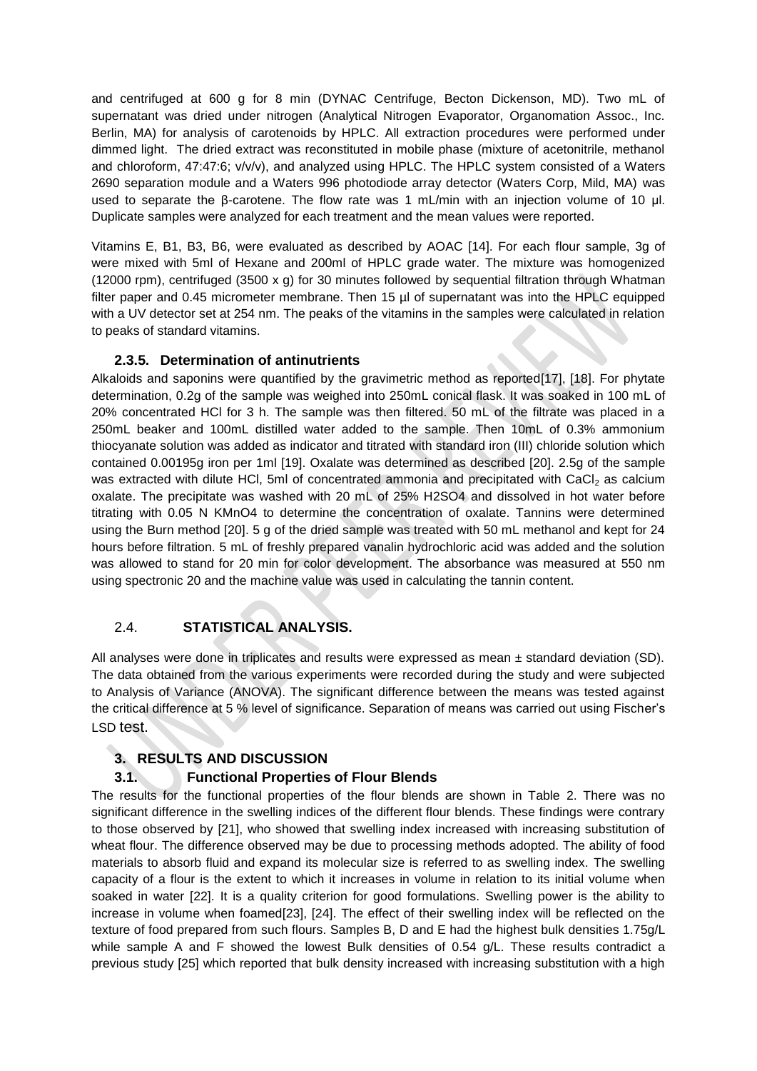and centrifuged at 600 g for 8 min (DYNAC Centrifuge, Becton Dickenson, MD). Two mL of supernatant was dried under nitrogen (Analytical Nitrogen Evaporator, Organomation Assoc., Inc. Berlin, MA) for analysis of carotenoids by HPLC. All extraction procedures were performed under dimmed light. The dried extract was reconstituted in mobile phase (mixture of acetonitrile, methanol and chloroform, 47:47:6; v/v/v), and analyzed using HPLC. The HPLC system consisted of a Waters 2690 separation module and a Waters 996 photodiode array detector (Waters Corp, Mild, MA) was used to separate the β-carotene. The flow rate was 1 mL/min with an injection volume of 10 µl. Duplicate samples were analyzed for each treatment and the mean values were reported.

Vitamins E, B1, B3, B6, were evaluated as described by AOAC [14]. For each flour sample, 3g of were mixed with 5ml of Hexane and 200ml of HPLC grade water. The mixture was homogenized (12000 rpm), centrifuged (3500 x g) for 30 minutes followed by sequential filtration through Whatman filter paper and 0.45 micrometer membrane. Then 15 µl of supernatant was into the HPLC equipped with a UV detector set at 254 nm. The peaks of the vitamins in the samples were calculated in relation to peaks of standard vitamins.

#### 2.3.5. Determination of antinutrients

Alkaloids and saponins were quantified by the gravimetric method as reported[17], [18]. For phytate determination, 0.2g of the sample was weighed into 250mL conical flask. It was soaked in 100 mL of 20% concentrated HCl for 3 h. The sample was then filtered. 50 mL of the filtrate was placed in a 250mL beaker and 100mL distilled water added to the sample. Then 10mL of 0.3% ammonium thiocyanate solution was added as indicator and titrated with standard iron (III) chloride solution which contained 0.00195g iron per 1ml [19]. Oxalate was determined as described [20]. 2.5g of the sample was extracted with dilute HCl, 5ml of concentrated ammonia and precipitated with $CaCl_2$ as calcium oxalate. The precipitate was washed with 20 mL of 25% $H_2SO_4$ and dissolved in hot water before titrating with 0.05 N $KMnO_4$ to determine the concentration of oxalate. Tannins were determined using the Burn method [20]. 5 g of the dried sample was treated with 50 mL methanol and kept for 24 hours before filtration. 5 mL of freshly prepared vanalin hydrochloric acid was added and the solution was allowed to stand for 20 min for color development. The absorbance was measured at 550 nm using spectronic 20 and the machine value was used in calculating the tannin content.

### 2.4. STATISTICAL ANALYSIS.

All analyses were done in triplicates and results were expressed as mean ± standard deviation (SD). The data obtained from the various experiments were recorded during the study and were subjected to Analysis of Variance (ANOVA). The significant difference between the means was tested against the critical difference at 5 % level of significance. Separation of means was carried out using Fischer's LSD test.

## 3. RESULTS AND DISCUSSION

### 3.1. Functional Properties of Flour Blends

The results for the functional properties of the flour blends are shown in Table 2. There was no significant difference in the swelling indices of the different flour blends. These findings were contrary to those observed by [21], who showed that swelling index increased with increasing substitution of wheat flour. The difference observed may be due to processing methods adopted. The ability of food materials to absorb fluid and expand its molecular size is referred to as swelling index. The swelling capacity of a flour is the extent to which it increases in volume in relation to its initial volume when soaked in water [22]. It is a quality criterion for good formulations. Swelling power is the ability to increase in volume when foamed[23], [24]. The effect of their swelling index will be reflected on the texture of food prepared from such flours. Samples B, D and E had the highest bulk densities 1.75g/L while sample A and F showed the lowest Bulk densities of 0.54 g/L. These results contradict a previous study [25] which reported that bulk density increased with increasing substitution with a high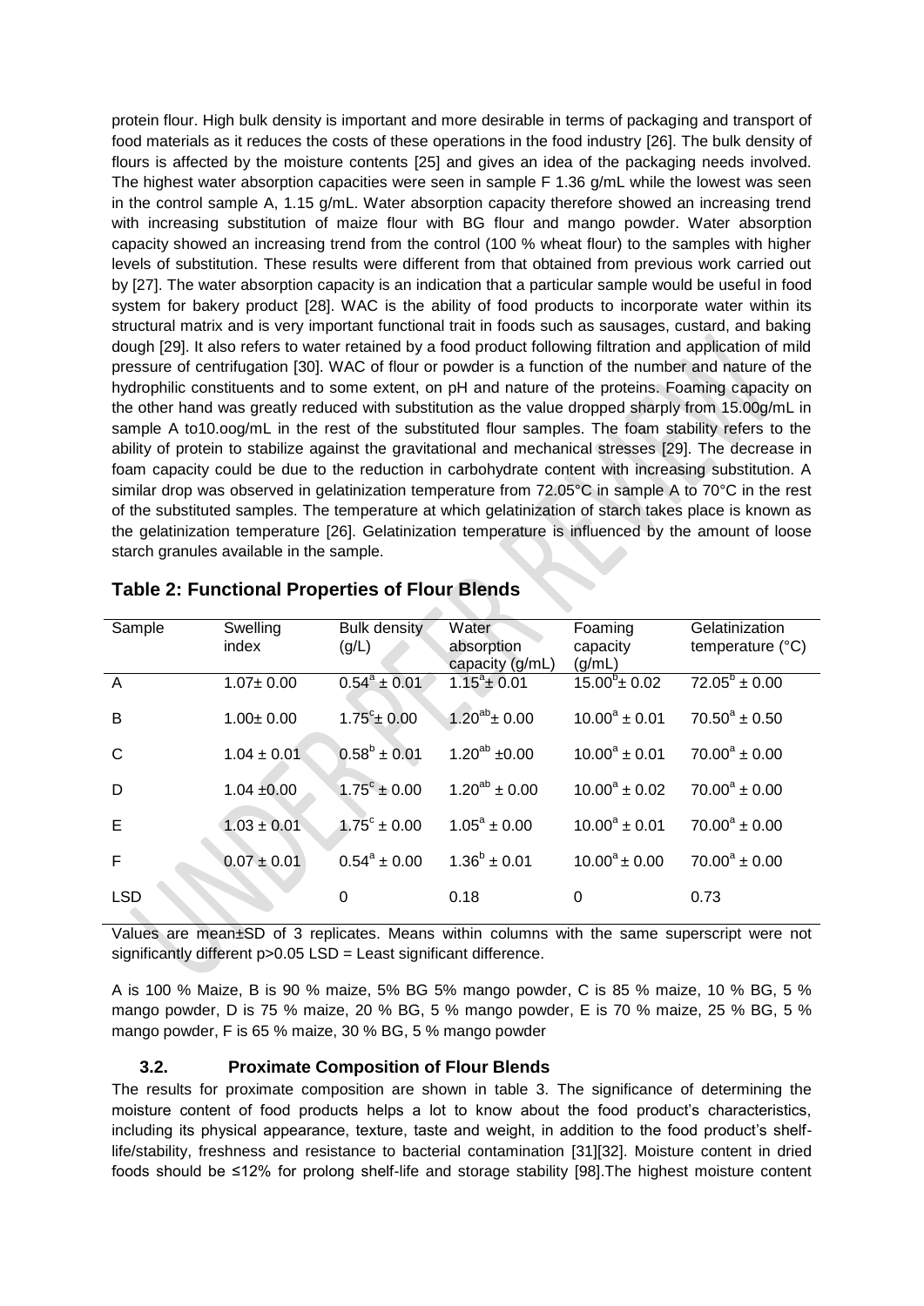protein flour. High bulk density is important and more desirable in terms of packaging and transport of food materials as it reduces the costs of these operations in the food industry [26]. The bulk density of flours is affected by the moisture contents [25] and gives an idea of the packaging needs involved. The highest water absorption capacities were seen in sample F 1.36 g/mL while the lowest was seen in the control sample A, 1.15 g/mL. Water absorption capacity therefore showed an increasing trend with increasing substitution of maize flour with BG flour and mango powder. Water absorption capacity showed an increasing trend from the control (100 % wheat flour) to the samples with higher levels of substitution. These results were different from that obtained from previous work carried out by [27]. The water absorption capacity is an indication that a particular sample would be useful in food system for bakery product [28]. WAC is the ability of food products to incorporate water within its structural matrix and is very important functional trait in foods such as sausages, custard, and baking dough [29]. It also refers to water retained by a food product following filtration and application of mild pressure of centrifugation [30]. WAC of flour or powder is a function of the number and nature of the hydrophilic constituents and to some extent, on pH and nature of the proteins. Foaming capacity on the other hand was greatly reduced with substitution as the value dropped sharply from 15.00g/mL in sample A to10.oog/mL in the rest of the substituted flour samples. The foam stability refers to the ability of protein to stabilize against the gravitational and mechanical stresses [29]. The decrease in foam capacity could be due to the reduction in carbohydrate content with increasing substitution. A similar drop was observed in gelatinization temperature from 72.05°C in sample A to 70°C in the rest of the substituted samples. The temperature at which gelatinization of starch takes place is known as the gelatinization temperature [26]. Gelatinization temperature is influenced by the amount of loose starch granules available in the sample.

**Table 2: Functional Properties of Flour Blends**

| Sample | Swelling index | Bulk density (g/L) | Water absorption capacity (g/mL) | Foaming capacity (g/mL) | Gelatinization temperature (°C) |
|---|---|---|---|---|---|
| A | 1.07± 0.00 | $0.54^{a} \pm 0.01$ | $1.15^{a} \pm 0.01$ | $15.00^{b} \pm 0.02$ | $72.05^{b} \pm 0.00$ |
| B | 1.00± 0.00 | $1.75^{c} \pm 0.00$ | $1.20^{ab} \pm 0.00$ | $10.00^{a} \pm 0.01$ | $70.50^{a} \pm 0.50$ |
| C | 1.04 ± 0.01 | $0.58^{b} \pm 0.01$ | $1.20^{ab} \pm 0.00$ | $10.00^{a} \pm 0.01$ | $70.00^{a} \pm 0.00$ |
| D | 1.04 ±0.00 | $1.75^{c} \pm 0.00$ | $1.20^{ab} \pm 0.00$ | $10.00^{a} \pm 0.02$ | $70.00^{a} \pm 0.00$ |
| E | 1.03 ± 0.01 | $1.75^{c} \pm 0.00$ | $1.05^{a} \pm 0.00$ | $10.00^{a} \pm 0.01$ | $70.00^{a} \pm 0.00$ |
| F | 0.07 ± 0.01 | $0.54^{a} \pm 0.00$ | $1.36^{b} \pm 0.01$ | $10.00^{a} \pm 0.00$ | $70.00^{a} \pm 0.00$ |
| LSD | | 0 | 0.18 | 0 | 0.73 |

Values are mean±SD of 3 replicates. Means within columns with the same superscript were not significantly different p>0.05 LSD = Least significant difference.

A is 100 % Maize, B is 90 % maize, 5% BG 5% mango powder, C is 85 % maize, 10 % BG, 5 % mango powder, D is 75 % maize, 20 % BG, 5 % mango powder, E is 70 % maize, 25 % BG, 5 % mango powder, F is 65 % maize, 30 % BG, 5 % mango powder

### 3.2. Proximate Composition of Flour Blends

The results for proximate composition are shown in table 3. The significance of determining the moisture content of food products helps a lot to know about the food product's characteristics, including its physical appearance, texture, taste and weight, in addition to the food product's shelf-life/stability, freshness and resistance to bacterial contamination [31][32]. Moisture content in dried foods should be ≤12% for prolong shelf-life and storage stability [98].The highest moisture content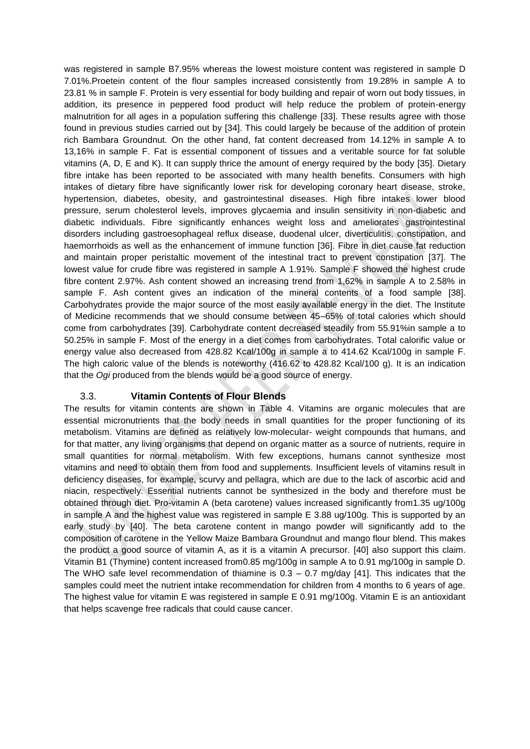was registered in sample B7.95% whereas the lowest moisture content was registered in sample D 7.01%.Proetein content of the flour samples increased consistently from 19.28% in sample A to 23.81 % in sample F. Protein is very essential for body building and repair of worn out body tissues, in addition, its presence in peppered food product will help reduce the problem of protein-energy malnutrition for all ages in a population suffering this challenge [33]. These results agree with those found in previous studies carried out by [34]. This could largely be because of the addition of protein rich Bambara Groundnut. On the other hand, fat content decreased from 14.12% in sample A to 13,16% in sample F. Fat is essential component of tissues and a veritable source for fat soluble vitamins (A, D, E and K). It can supply thrice the amount of energy required by the body [35]. Dietary fibre intake has been reported to be associated with many health benefits. Consumers with high intakes of dietary fibre have significantly lower risk for developing coronary heart disease, stroke, hypertension, diabetes, obesity, and gastrointestinal diseases. High fibre intakes lower blood pressure, serum cholesterol levels, improves glycaemia and insulin sensitivity in non-diabetic and diabetic individuals. Fibre significantly enhances weight loss and ameliorates gastrointestinal disorders including gastroesophageal reflux disease, duodenal ulcer, diverticulitis, constipation, and haemorrhoids as well as the enhancement of immune function [36]. Fibre in diet cause fat reduction and maintain proper peristaltic movement of the intestinal tract to prevent constipation [37]. The lowest value for crude fibre was registered in sample A 1.91%. Sample F showed the highest crude fibre content 2.97%. Ash content showed an increasing trend from 1,62% in sample A to 2.58% in sample F. Ash content gives an indication of the mineral contents of a food sample [38]. Carbohydrates provide the major source of the most easily available energy in the diet. The Institute of Medicine recommends that we should consume between 45–65% of total calories which should come from carbohydrates [39]. Carbohydrate content decreased steadily from 55.91%in sample a to 50.25% in sample F. Most of the energy in a diet comes from carbohydrates. Total calorific value or energy value also decreased from 428.82 Kcal/100g in sample a to 414.62 Kcal/100g in sample F. The high caloric value of the blends is noteworthy (416.62 to 428.82 Kcal/100 g). It is an indication that the *Ogi* produced from the blends would be a good source of energy.

### 3.3. Vitamin Contents of Flour Blends

The results for vitamin contents are shown in Table 4. Vitamins are organic molecules that are essential micronutrients that the body needs in small quantities for the proper functioning of its metabolism. Vitamins are defined as relatively low-molecular- weight compounds that humans, and for that matter, any living organisms that depend on organic matter as a source of nutrients, require in small quantities for normal metabolism. With few exceptions, humans cannot synthesize most vitamins and need to obtain them from food and supplements. Insufficient levels of vitamins result in deficiency diseases, for example, scurvy and pellagra, which are due to the lack of ascorbic acid and niacin, respectively. Essential nutrients cannot be synthesized in the body and therefore must be obtained through diet. Pro-vitamin A (beta carotene) values increased significantly from1.35 ug/100g in sample A and the highest value was registered in sample E 3.88 ug/100g. This is supported by an early study by [40]. The beta carotene content in mango powder will significantly add to the composition of carotene in the Yellow Maize Bambara Groundnut and mango flour blend. This makes the product a good source of vitamin A, as it is a vitamin A precursor. [40] also support this claim. Vitamin B1 (Thymine) content increased from0.85 mg/100g in sample A to 0.91 mg/100g in sample D. The WHO safe level recommendation of thiamine is 0.3 – 0.7 mg/day [41]. This indicates that the samples could meet the nutrient intake recommendation for children from 4 months to 6 years of age. The highest value for vitamin E was registered in sample E 0.91 mg/100g. Vitamin E is an antioxidant that helps scavenge free radicals that could cause cancer.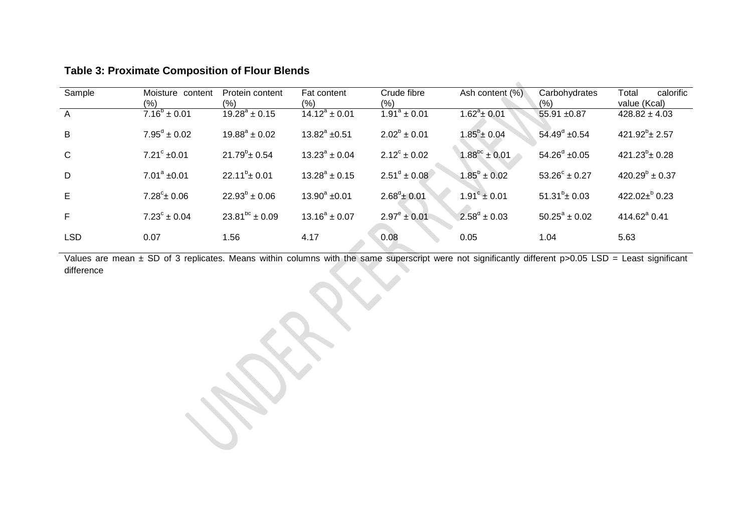**Table 3: Proximate Composition of Flour Blends**

| Sample | Moisture content (%) | Protein content (%) | Fat content (%) | Crude fibre (%) | Ash content (%) | Carbohydrates (%) | Total calorific value (Kcal) |
|---|---|---|---|---|---|---|---|
| A | $7.16^{b} \pm 0.01$ | $19.28^{a} \pm 0.15$ | $14.12^{a} \pm 0.01$ | $1.91^{a} \pm 0.01$ | $1.62^{a} \pm 0.01$ | $55.91 \pm 0.87$ | $428.82 \pm 4.03$ |
| B | $7.95^{d} \pm 0.02$ | $19.88^{a} \pm 0.02$ | $13.82^{a} \pm 0.51$ | $2.02^{b} \pm 0.01$ | $1.85^{b} \pm 0.04$ | $54.49^{d} \pm 0.54$ | $421.92^{b} \pm 2.57$ |
| C | $7.21^{c} \pm 0.01$ | $21.79^{b} \pm 0.54$ | $13.23^{a} \pm 0.04$ | $2.12^{c} \pm 0.02$ | $1.88^{bc} \pm 0.01$ | $54.26^{d} \pm 0.05$ | $421.23^{b} \pm 0.28$ |
| D | $7.01^{a} \pm 0.01$ | $22.11^{b} \pm 0.01$ | $13.28^{a} \pm 0.15$ | $2.51^{d} \pm 0.08$ | $1.85^{b} \pm 0.02$ | $53.26^{c} \pm 0.27$ | $420.29^{b} \pm 0.37$ |
| E | $7.28^{c} \pm 0.06$ | $22.93^{b} \pm 0.06$ | $13.90^{a} \pm 0.01$ | $2.68^{d} \pm 0.01$ | $1.91^{c} \pm 0.01$ | $51.31^{b} \pm 0.03$ | $422.02 \pm^{b} 0.23$ |
| F | $7.23^{c} \pm 0.04$ | $23.81^{bc} \pm 0.09$ | $13.16^{a} \pm 0.07$ | $2.97^{e} \pm 0.01$ | $2.58^{d} \pm 0.03$ | $50.25^{a} \pm 0.02$ | $414.62^{a}$ 0.41 |
| LSD | 0.07 | 1.56 | 4.17 | 0.08 | 0.05 | 1.04 | 5.63 |

Values are mean ± SD of 3 replicates. Means within columns with the same superscript were not significantly different p>0.05 LSD = Least significant difference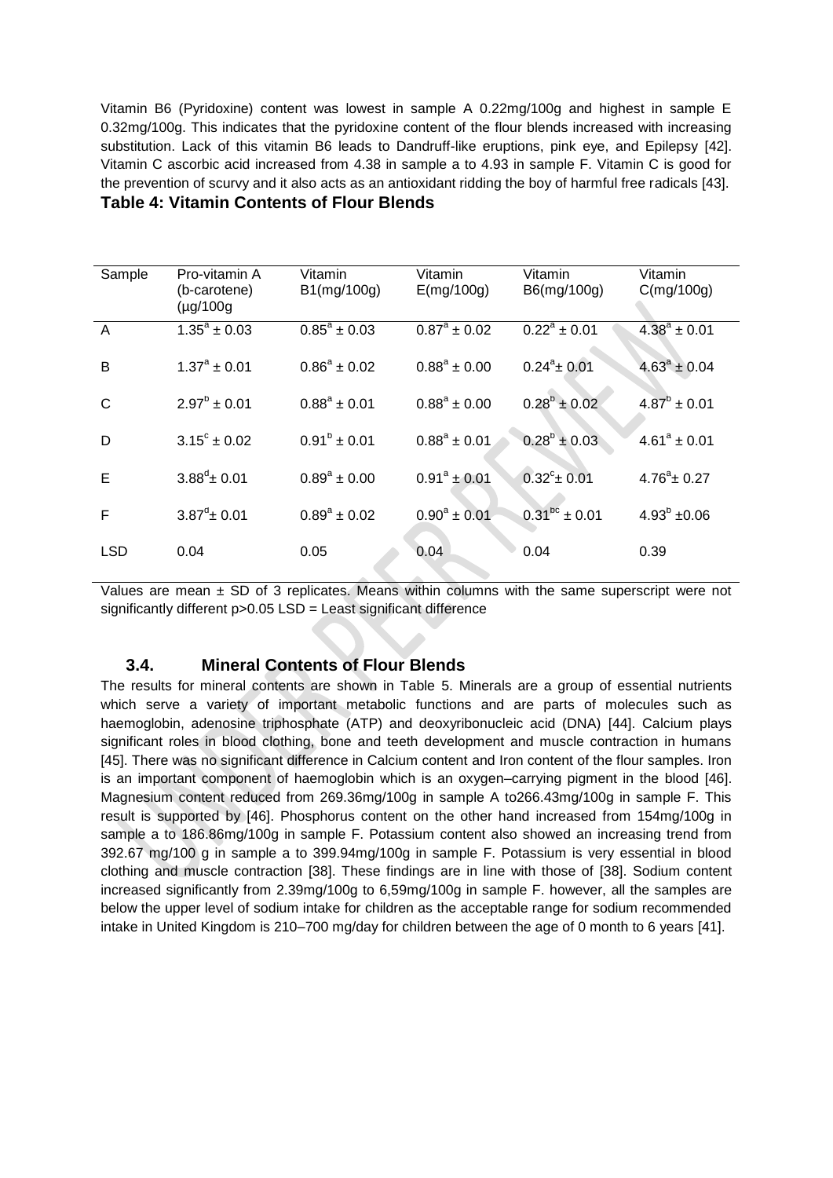Vitamin B6 (Pyridoxine) content was lowest in sample A 0.22mg/100g and highest in sample E 0.32mg/100g. This indicates that the pyridoxine content of the flour blends increased with increasing substitution. Lack of this vitamin B6 leads to Dandruff-like eruptions, pink eye, and Epilepsy [42]. Vitamin C ascorbic acid increased from 4.38 in sample a to 4.93 in sample F. Vitamin C is good for the prevention of scurvy and it also acts as an antioxidant ridding the boy of harmful free radicals [43].

**Table 4: Vitamin Contents of Flour Blends**

| Sample | Pro-vitamin A (b-carotene) (µg/100g | Vitamin B1(mg/100g) | Vitamin E(mg/100g) | Vitamin B6(mg/100g) | Vitamin C(mg/100g) |
|---|---|---|---|---|---|
| A | $1.35^{a} \pm 0.03$ | $0.85^{a} \pm 0.03$ | $0.87^{a} \pm 0.02$ | $0.22^{a} \pm 0.01$ | $4.38^{a} \pm 0.01$ |
| B | $1.37^{a} \pm 0.01$ | $0.86^{a} \pm 0.02$ | $0.88^{a} \pm 0.00$ | $0.24^{a} \pm 0.01$ | $4.63^{a} \pm 0.04$ |
| C | $2.97^{b} \pm 0.01$ | $0.88^{a} \pm 0.01$ | $0.88^{a} \pm 0.00$ | $0.28^{b} \pm 0.02$ | $4.87^{b} \pm 0.01$ |
| D | $3.15^{c} \pm 0.02$ | $0.91^{b} \pm 0.01$ | $0.88^{a} \pm 0.01$ | $0.28^{b} \pm 0.03$ | $4.61^{a} \pm 0.01$ |
| E | $3.88^{d} \pm 0.01$ | $0.89^{a} \pm 0.00$ | $0.91^{a} \pm 0.01$ | $0.32^{c} \pm 0.01$ | $4.76^{a} \pm 0.27$ |
| F | $3.87^{d} \pm 0.01$ | $0.89^{a} \pm 0.02$ | $0.90^{a} \pm 0.01$ | $0.31^{bc} \pm 0.01$ | $4.93^{b} \pm 0.06$ |
| LSD | 0.04 | 0.05 | 0.04 | 0.04 | 0.39 |

Values are mean ± SD of 3 replicates. Means within columns with the same superscript were not significantly different $p>0.05$ LSD = Least significant difference

### 3.4. Mineral Contents of Flour Blends

The results for mineral contents are shown in Table 5. Minerals are a group of essential nutrients which serve a variety of important metabolic functions and are parts of molecules such as haemoglobin, adenosine triphosphate (ATP) and deoxyribonucleic acid (DNA) [44]. Calcium plays significant roles in blood clothing, bone and teeth development and muscle contraction in humans [45]. There was no significant difference in Calcium content and Iron content of the flour samples. Iron is an important component of haemoglobin which is an oxygen–carrying pigment in the blood [46]. Magnesium content reduced from 269.36mg/100g in sample A to266.43mg/100g in sample F. This result is supported by [46]. Phosphorus content on the other hand increased from 154mg/100g in sample a to 186.86mg/100g in sample F. Potassium content also showed an increasing trend from 392.67 mg/100 g in sample a to 399.94mg/100g in sample F. Potassium is very essential in blood clothing and muscle contraction [38]. These findings are in line with those of [38]. Sodium content increased significantly from 2.39mg/100g to 6,59mg/100g in sample F. however, all the samples are below the upper level of sodium intake for children as the acceptable range for sodium recommended intake in United Kingdom is 210–700 mg/day for children between the age of 0 month to 6 years [41].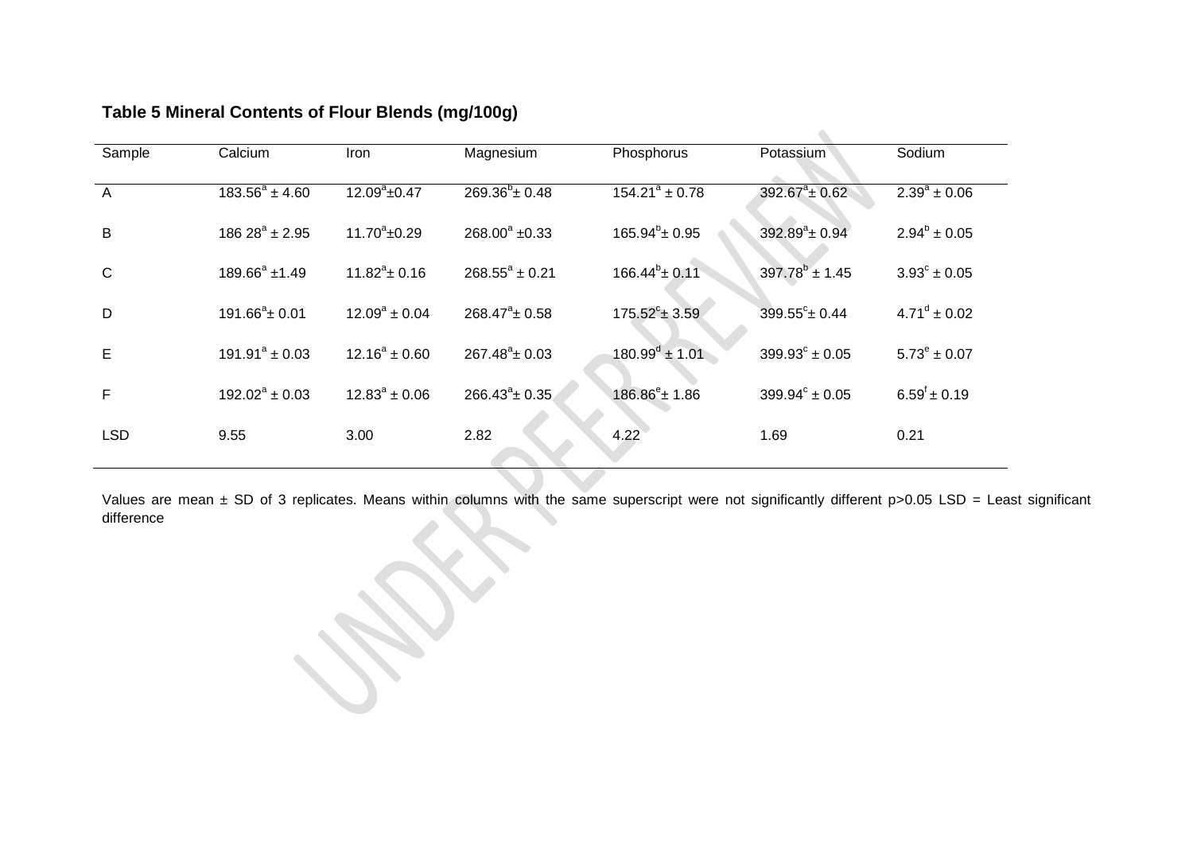**Table 5 Mineral Contents of Flour Blends (mg/100g)**

| Sample | Calcium | Iron | Magnesium | Phosphorus | Potassium | Sodium |
|---|---|---|---|---|---|---|
| A | $183.56^{a} \pm 4.60$ | $12.09^{a} \pm 0.47$ | $269.36^{b} \pm 0.48$ | $154.21^{a} \pm 0.78$ | $392.67^{a} \pm 0.62$ | $2.39^{a} \pm 0.06$ |
| B | $186\ 28^{a} \pm 2.95$ | $11.70^{a} \pm 0.29$ | $268.00^{a} \pm 0.33$ | $165.94^{b} \pm 0.95$ | $392.89^{a} \pm 0.94$ | $2.94^{b} \pm 0.05$ |
| C | $189.66^{a} \pm 1.49$ | $11.82^{a} \pm 0.16$ | $268.55^{a} \pm 0.21$ | $166.44^{b} \pm 0.11$ | $397.78^{b} \pm 1.45$ | $3.93^{c} \pm 0.05$ |
| D | $191.66^{a} \pm 0.01$ | $12.09^{a} \pm 0.04$ | $268.47^{a} \pm 0.58$ | $175.52^{c} \pm 3.59$ | $399.55^{c} \pm 0.44$ | $4.71^{d} \pm 0.02$ |
| E | $191.91^{a} \pm 0.03$ | $12.16^{a} \pm 0.60$ | $267.48^{a} \pm 0.03$ | $180.99^{d} \pm 1.01$ | $399.93^{c} \pm 0.05$ | $5.73^{e} \pm 0.07$ |
| F | $192.02^{a} \pm 0.03$ | $12.83^{a} \pm 0.06$ | $266.43^{a} \pm 0.35$ | $186.86^{e} \pm 1.86$ | $399.94^{c} \pm 0.05$ | $6.59^{f} \pm 0.19$ |
| LSD | 9.55 | 3.00 | 2.82 | 4.22 | 1.69 | 0.21 |

Values are mean ± SD of 3 replicates. Means within columns with the same superscript were not significantly different $p>0.05$ LSD = Least significant difference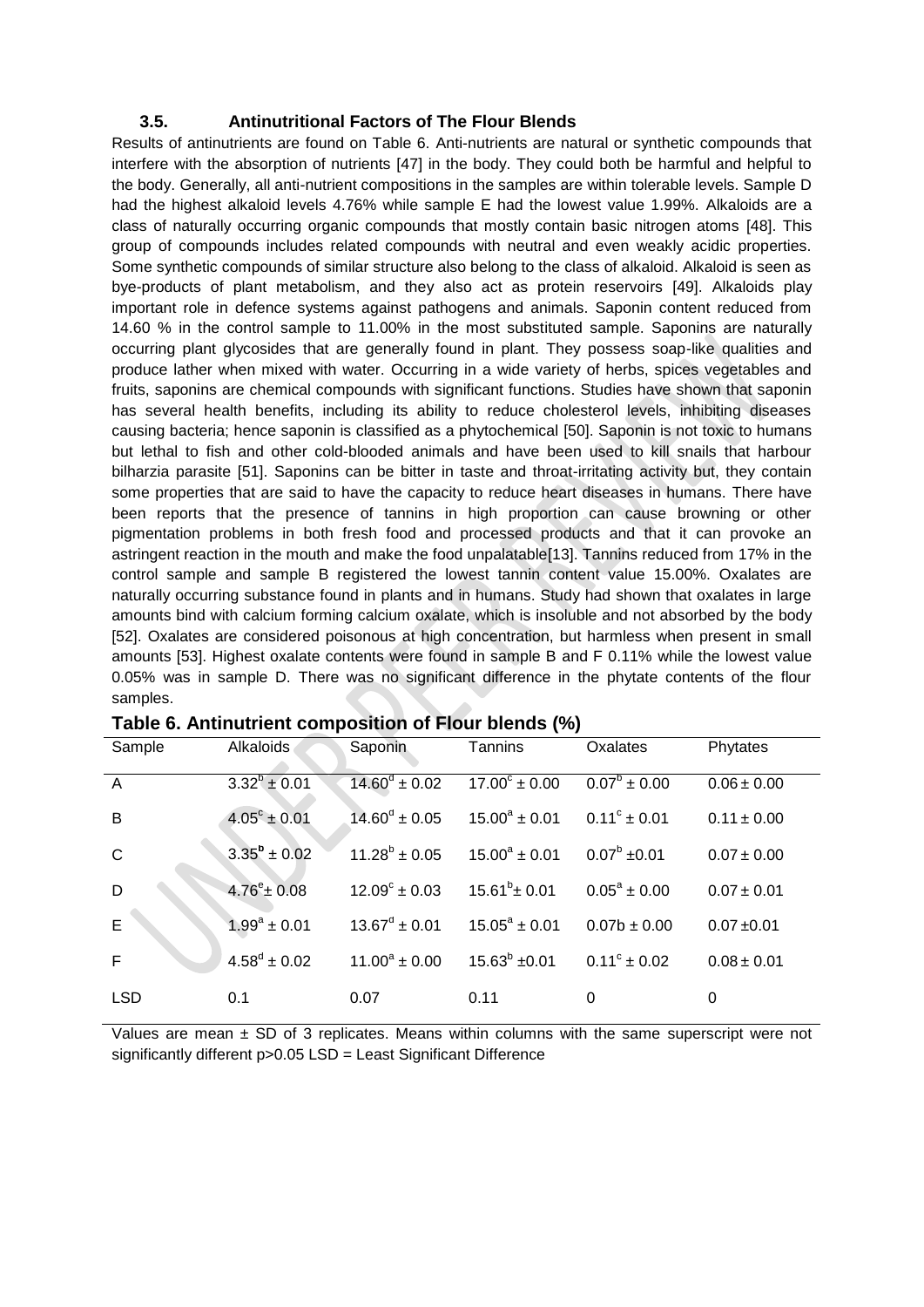### 3.5. Antinutritional Factors of The Flour Blends

Results of antinutrients are found on Table 6. Anti-nutrients are natural or synthetic compounds that interfere with the absorption of nutrients [47] in the body. They could both be harmful and helpful to the body. Generally, all anti-nutrient compositions in the samples are within tolerable levels. Sample D had the highest alkaloid levels 4.76% while sample E had the lowest value 1.99%. Alkaloids are a class of naturally occurring organic compounds that mostly contain basic nitrogen atoms [48]. This group of compounds includes related compounds with neutral and even weakly acidic properties. Some synthetic compounds of similar structure also belong to the class of alkaloid. Alkaloid is seen as bye-products of plant metabolism, and they also act as protein reservoirs [49]. Alkaloids play important role in defence systems against pathogens and animals. Saponin content reduced from 14.60 % in the control sample to 11.00% in the most substituted sample. Saponins are naturally occurring plant glycosides that are generally found in plant. They possess soap-like qualities and produce lather when mixed with water. Occurring in a wide variety of herbs, spices vegetables and fruits, saponins are chemical compounds with significant functions. Studies have shown that saponin has several health benefits, including its ability to reduce cholesterol levels, inhibiting diseases causing bacteria; hence saponin is classified as a phytochemical [50]. Saponin is not toxic to humans but lethal to fish and other cold-blooded animals and have been used to kill snails that harbour bilharzia parasite [51]. Saponins can be bitter in taste and throat-irritating activity but, they contain some properties that are said to have the capacity to reduce heart diseases in humans. There have been reports that the presence of tannins in high proportion can cause browning or other pigmentation problems in both fresh food and processed products and that it can provoke an astringent reaction in the mouth and make the food unpalatable[13]. Tannins reduced from 17% in the control sample and sample B registered the lowest tannin content value 15.00%. Oxalates are naturally occurring substance found in plants and in humans. Study had shown that oxalates in large amounts bind with calcium forming calcium oxalate, which is insoluble and not absorbed by the body [52]. Oxalates are considered poisonous at high concentration, but harmless when present in small amounts [53]. Highest oxalate contents were found in sample B and F 0.11% while the lowest value 0.05% was in sample D. There was no significant difference in the phytate contents of the flour samples.

**Table 6. Antinutrient composition of Flour blends (%)**

| Sample | Alkaloids | Saponin | Tannins | Oxalates | Phytates |
|---|---|---|---|---|---|
| A | $3.32^{b} \pm 0.01$ | $14.60^{d} \pm 0.02$ | $17.00^{c} \pm 0.00$ | $0.07^{b} \pm 0.00$ | $0.06 \pm 0.00$ |
| B | $4.05^{c} \pm 0.01$ | $14.60^{d} \pm 0.05$ | $15.00^{a} \pm 0.01$ | $0.11^{c} \pm 0.01$ | $0.11 \pm 0.00$ |
| C | $3.35^{b} \pm 0.02$ | $11.28^{b} \pm 0.05$ | $15.00^{a} \pm 0.01$ | $0.07^{b} \pm 0.01$ | $0.07 \pm 0.00$ |
| D | $4.76^{e} \pm 0.08$ | $12.09^{c} \pm 0.03$ | $15.61^{b} \pm 0.01$ | $0.05^{a} \pm 0.00$ | $0.07 \pm 0.01$ |
| E | $1.99^{a} \pm 0.01$ | $13.67^{d} \pm 0.01$ | $15.05^{a} \pm 0.01$ | 0.07b ± 0.00 | $0.07 \pm 0.01$ |
| F | $4.58^{d} \pm 0.02$ | $11.00^{a} \pm 0.00$ | $15.63^{b} \pm 0.01$ | $0.11^{c} \pm 0.02$ | $0.08 \pm 0.01$ |
| LSD | 0.1 | 0.07 | 0.11 | 0 | 0 |

Values are mean ± SD of 3 replicates. Means within columns with the same superscript were not significantly different p>0.05 LSD = Least Significant Difference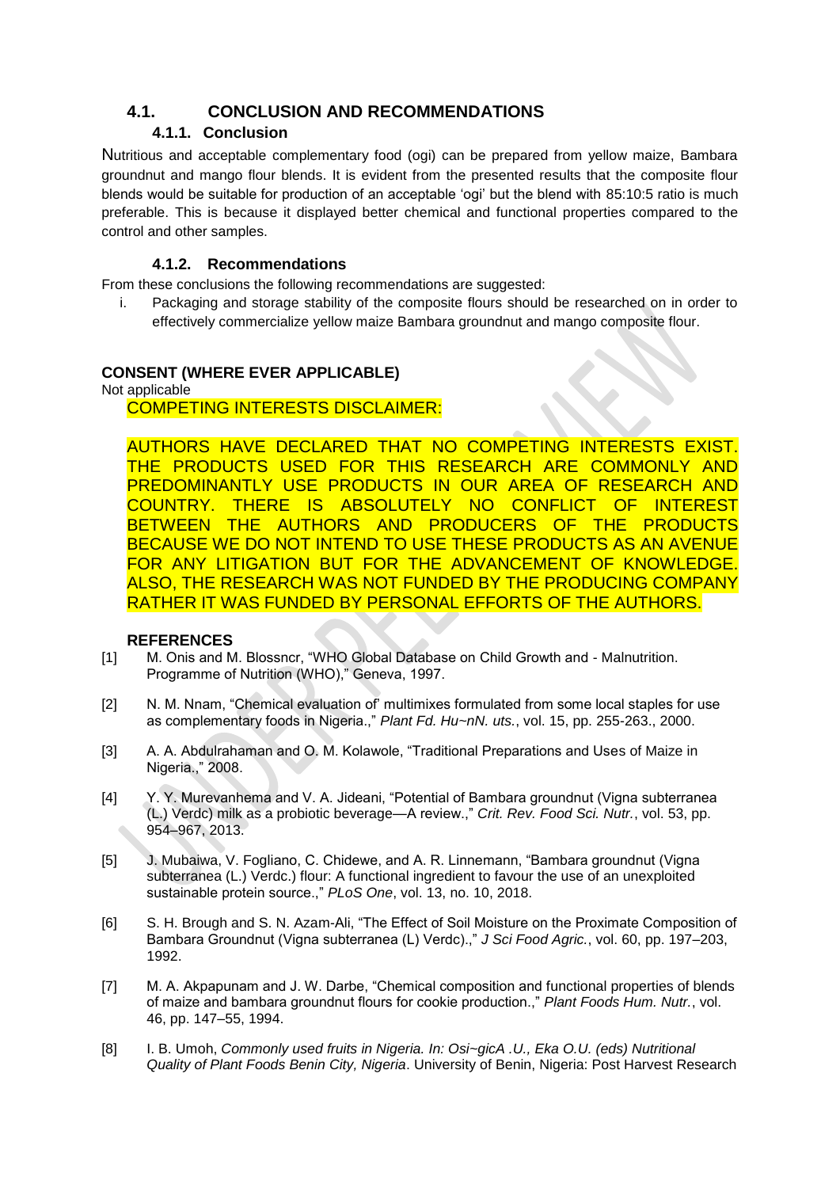## 4.1. CONCLUSION AND RECOMMENDATIONS

### 4.1.1. Conclusion

Nutritious and acceptable complementary food (ogi) can be prepared from yellow maize, Bambara groundnut and mango flour blends. It is evident from the presented results that the composite flour blends would be suitable for production of an acceptable 'ogi' but the blend with 85:10:5 ratio is much preferable. This is because it displayed better chemical and functional properties compared to the control and other samples.

### 4.1.2. Recommendations

From these conclusions the following recommendations are suggested:

i. Packaging and storage stability of the composite flours should be researched on in order to effectively commercialize yellow maize Bambara groundnut and mango composite flour.

**CONSENT (WHERE EVER APPLICABLE)**

Not applicable

COMPETING INTERESTS DISCLAIMER:

AUTHORS HAVE DECLARED THAT NO COMPETING INTERESTS EXIST. THE PRODUCTS USED FOR THIS RESEARCH ARE COMMONLY AND PREDOMINANTLY USE PRODUCTS IN OUR AREA OF RESEARCH AND COUNTRY. THERE IS ABSOLUTELY NO CONFLICT OF INTEREST BETWEEN THE AUTHORS AND PRODUCERS OF THE PRODUCTS BECAUSE WE DO NOT INTEND TO USE THESE PRODUCTS AS AN AVENUE FOR ANY LITIGATION BUT FOR THE ADVANCEMENT OF KNOWLEDGE. ALSO, THE RESEARCH WAS NOT FUNDED BY THE PRODUCING COMPANY RATHER IT WAS FUNDED BY PERSONAL EFFORTS OF THE AUTHORS.

**REFERENCES**

[1] M. Onis and M. Blossncr, "WHO Global Database on Child Growth and - Malnutrition. Programme of Nutrition (WHO)," Geneva, 1997.

[2] N. M. Nnam, "Chemical evaluation of' multimixes formulated from some local staples for use as complementary foods in Nigeria.," *Plant Fd. Hu~nN. uts.*, vol. 15, pp. 255-263., 2000.

[3] A. A. Abdulrahaman and O. M. Kolawole, "Traditional Preparations and Uses of Maize in Nigeria.," 2008.

[4] Y. Y. Murevanhema and V. A. Jideani, "Potential of Bambara groundnut (Vigna subterranea (L.) Verdc) milk as a probiotic beverage—A review.," *Crit. Rev. Food Sci. Nutr.*, vol. 53, pp. 954–967, 2013.

[5] J. Mubaiwa, V. Fogliano, C. Chidewe, and A. R. Linnemann, "Bambara groundnut (Vigna subterranea (L.) Verdc.) flour: A functional ingredient to favour the use of an unexploited sustainable protein source.," *PLoS One*, vol. 13, no. 10, 2018.

[6] S. H. Brough and S. N. Azam-Ali, "The Effect of Soil Moisture on the Proximate Composition of Bambara Groundnut (Vigna subterranea (L) Verdc).," *J Sci Food Agric.*, vol. 60, pp. 197–203, 1992.

[7] M. A. Akpapunam and J. W. Darbe, "Chemical composition and functional properties of blends of maize and bambara groundnut flours for cookie production.," *Plant Foods Hum. Nutr.*, vol. 46, pp. 147–55, 1994.

[8] I. B. Umoh, *Commonly used fruits in Nigeria. In: Osi~gicA .U., Eka O.U. (eds) Nutritional Quality of Plant Foods Benin City, Nigeria*. University of Benin, Nigeria: Post Harvest Research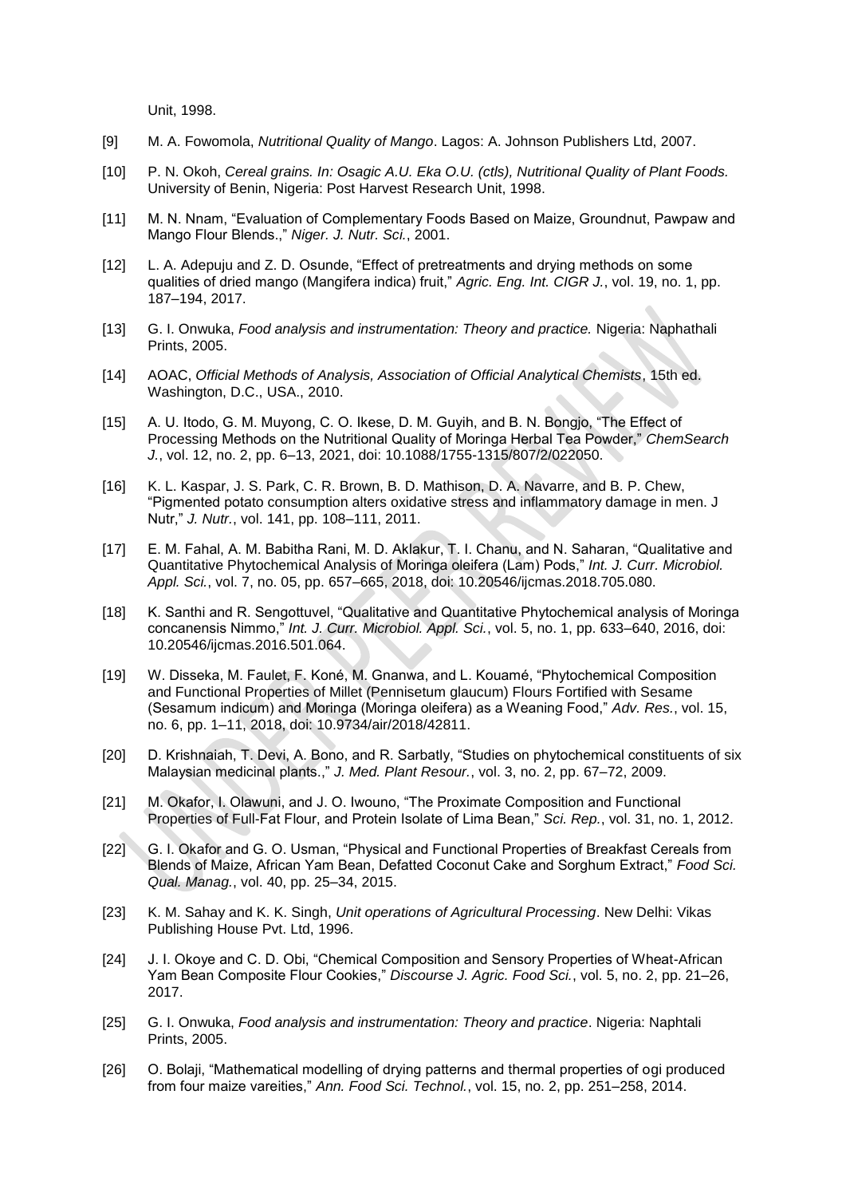Unit, 1998.

[9] M. A. Fowomola, *Nutritional Quality of Mango*. Lagos: A. Johnson Publishers Ltd, 2007.

[10] P. N. Okoh, *Cereal grains. In: Osagic A.U. Eka O.U. (ctls), Nutritional Quality of Plant Foods.* University of Benin, Nigeria: Post Harvest Research Unit, 1998.

[11] M. N. Nnam, "Evaluation of Complementary Foods Based on Maize, Groundnut, Pawpaw and Mango Flour Blends.," *Niger. J. Nutr. Sci.*, 2001.

[12] L. A. Adepuju and Z. D. Osunde, "Effect of pretreatments and drying methods on some qualities of dried mango (Mangifera indica) fruit," *Agric. Eng. Int. CIGR J.*, vol. 19, no. 1, pp. 187–194, 2017.

[13] G. I. Onwuka, *Food analysis and instrumentation: Theory and practice.* Nigeria: Naphathali Prints, 2005.

[14] AOAC, *Official Methods of Analysis, Association of Official Analytical Chemists*, 15th ed. Washington, D.C., USA., 2010.

[15] A. U. Itodo, G. M. Muyong, C. O. Ikese, D. M. Guyih, and B. N. Bongjo, "The Effect of Processing Methods on the Nutritional Quality of Moringa Herbal Tea Powder," *ChemSearch J.*, vol. 12, no. 2, pp. 6–13, 2021, doi: 10.1088/1755-1315/807/2/022050.

[16] K. L. Kaspar, J. S. Park, C. R. Brown, B. D. Mathison, D. A. Navarre, and B. P. Chew, "Pigmented potato consumption alters oxidative stress and inflammatory damage in men. J Nutr," *J. Nutr.*, vol. 141, pp. 108–111, 2011.

[17] E. M. Fahal, A. M. Babitha Rani, M. D. Aklakur, T. I. Chanu, and N. Saharan, "Qualitative and Quantitative Phytochemical Analysis of Moringa oleifera (Lam) Pods," *Int. J. Curr. Microbiol. Appl. Sci.*, vol. 7, no. 05, pp. 657–665, 2018, doi: 10.20546/ijcmas.2018.705.080.

[18] K. Santhi and R. Sengottuvel, "Qualitative and Quantitative Phytochemical analysis of Moringa concanensis Nimmo," *Int. J. Curr. Microbiol. Appl. Sci.*, vol. 5, no. 1, pp. 633–640, 2016, doi: 10.20546/ijcmas.2016.501.064.

[19] W. Disseka, M. Faulet, F. Koné, M. Gnanwa, and L. Kouamé, "Phytochemical Composition and Functional Properties of Millet (Pennisetum glaucum) Flours Fortified with Sesame (Sesamum indicum) and Moringa (Moringa oleifera) as a Weaning Food," *Adv. Res.*, vol. 15, no. 6, pp. 1–11, 2018, doi: 10.9734/air/2018/42811.

[20] D. Krishnaiah, T. Devi, A. Bono, and R. Sarbatly, "Studies on phytochemical constituents of six Malaysian medicinal plants.," *J. Med. Plant Resour.*, vol. 3, no. 2, pp. 67–72, 2009.

[21] M. Okafor, I. Olawuni, and J. O. Iwouno, "The Proximate Composition and Functional Properties of Full-Fat Flour, and Protein Isolate of Lima Bean," *Sci. Rep.*, vol. 31, no. 1, 2012.

[22] G. I. Okafor and G. O. Usman, "Physical and Functional Properties of Breakfast Cereals from Blends of Maize, African Yam Bean, Defatted Coconut Cake and Sorghum Extract," *Food Sci. Qual. Manag.*, vol. 40, pp. 25–34, 2015.

[23] K. M. Sahay and K. K. Singh, *Unit operations of Agricultural Processing*. New Delhi: Vikas Publishing House Pvt. Ltd, 1996.

[24] J. I. Okoye and C. D. Obi, "Chemical Composition and Sensory Properties of Wheat-African Yam Bean Composite Flour Cookies," *Discourse J. Agric. Food Sci.*, vol. 5, no. 2, pp. 21–26, 2017.

[25] G. I. Onwuka, *Food analysis and instrumentation: Theory and practice*. Nigeria: Naphtali Prints, 2005.

[26] O. Bolaji, "Mathematical modelling of drying patterns and thermal properties of ogi produced from four maize vareities," *Ann. Food Sci. Technol.*, vol. 15, no. 2, pp. 251–258, 2014.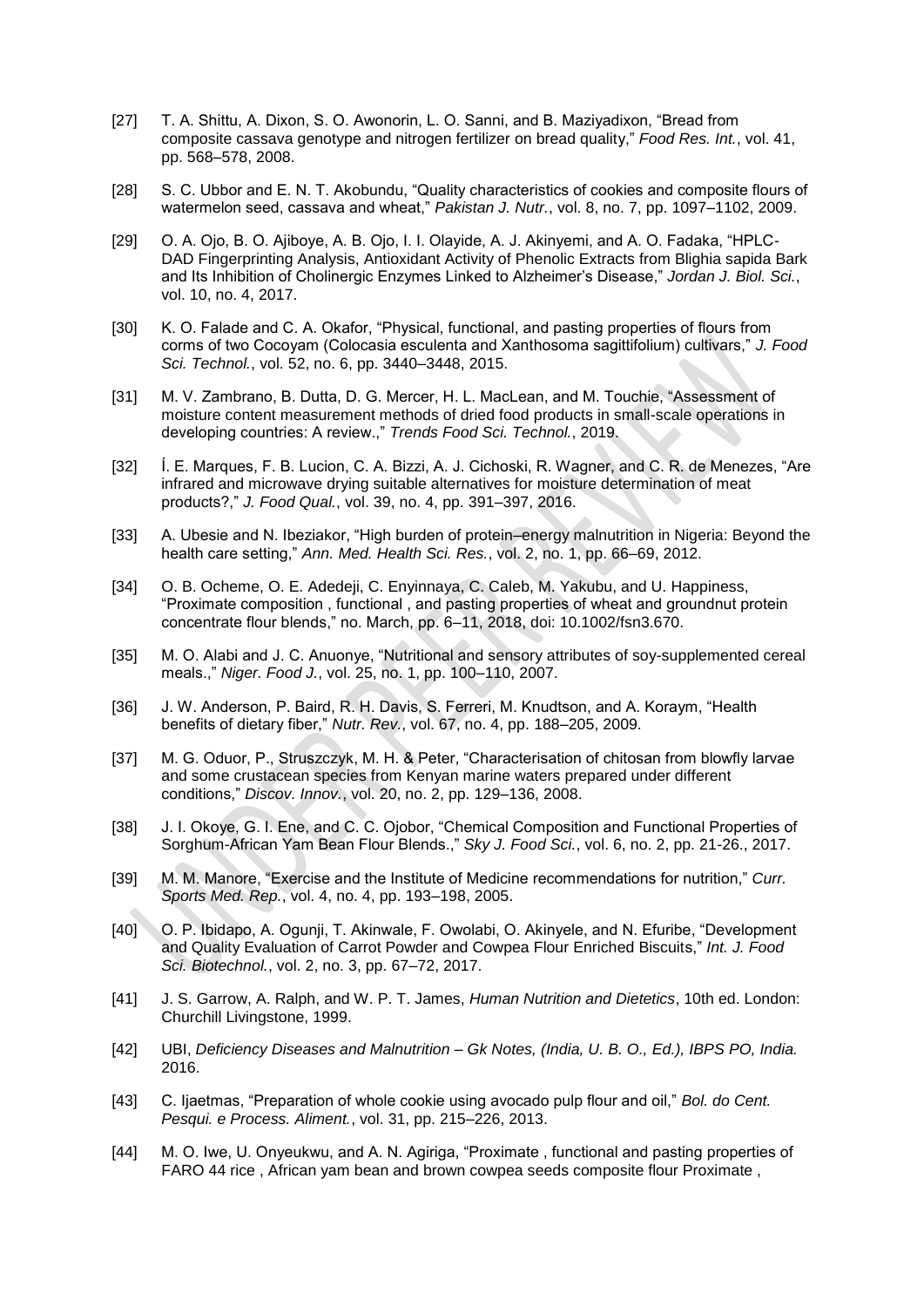[27] T. A. Shittu, A. Dixon, S. O. Awonorin, L. O. Sanni, and B. Maziyadixon, "Bread from composite cassava genotype and nitrogen fertilizer on bread quality," *Food Res. Int.*, vol. 41, pp. 568–578, 2008.

[28] S. C. Ubbor and E. N. T. Akobundu, "Quality characteristics of cookies and composite flours of watermelon seed, cassava and wheat," *Pakistan J. Nutr.*, vol. 8, no. 7, pp. 1097–1102, 2009.

[29] O. A. Ojo, B. O. Ajiboye, A. B. Ojo, I. I. Olayide, A. J. Akinyemi, and A. O. Fadaka, "HPLC-DAD Fingerprinting Analysis, Antioxidant Activity of Phenolic Extracts from Blighia sapida Bark and Its Inhibition of Cholinergic Enzymes Linked to Alzheimer's Disease," *Jordan J. Biol. Sci.*, vol. 10, no. 4, 2017.

[30] K. O. Falade and C. A. Okafor, "Physical, functional, and pasting properties of flours from corms of two Cocoyam (Colocasia esculenta and Xanthosoma sagittifolium) cultivars," *J. Food Sci. Technol.*, vol. 52, no. 6, pp. 3440–3448, 2015.

[31] M. V. Zambrano, B. Dutta, D. G. Mercer, H. L. MacLean, and M. Touchie, "Assessment of moisture content measurement methods of dried food products in small-scale operations in developing countries: A review.," *Trends Food Sci. Technol.*, 2019.

[32] Í. E. Marques, F. B. Lucion, C. A. Bizzi, A. J. Cichoski, R. Wagner, and C. R. de Menezes, "Are infrared and microwave drying suitable alternatives for moisture determination of meat products?," *J. Food Qual.*, vol. 39, no. 4, pp. 391–397, 2016.

[33] A. Ubesie and N. Ibeziakor, "High burden of protein–energy malnutrition in Nigeria: Beyond the health care setting," *Ann. Med. Health Sci. Res.*, vol. 2, no. 1, pp. 66–69, 2012.

[34] O. B. Ocheme, O. E. Adedeji, C. Enyinnaya, C. Caleb, M. Yakubu, and U. Happiness, "Proximate composition , functional , and pasting properties of wheat and groundnut protein concentrate flour blends," no. March, pp. 6–11, 2018, doi: 10.1002/fsn3.670.

[35] M. O. Alabi and J. C. Anuonye, "Nutritional and sensory attributes of soy-supplemented cereal meals.," *Niger. Food J.*, vol. 25, no. 1, pp. 100–110, 2007.

[36] J. W. Anderson, P. Baird, R. H. Davis, S. Ferreri, M. Knudtson, and A. Koraym, "Health benefits of dietary fiber," *Nutr. Rev.*, vol. 67, no. 4, pp. 188–205, 2009.

[37] M. G. Oduor, P., Struszczyk, M. H. & Peter, "Characterisation of chitosan from blowfly larvae and some crustacean species from Kenyan marine waters prepared under different conditions," *Discov. Innov.*, vol. 20, no. 2, pp. 129–136, 2008.

[38] J. I. Okoye, G. I. Ene, and C. C. Ojobor, "Chemical Composition and Functional Properties of Sorghum-African Yam Bean Flour Blends.," *Sky J. Food Sci.*, vol. 6, no. 2, pp. 21-26., 2017.

[39] M. M. Manore, "Exercise and the Institute of Medicine recommendations for nutrition," *Curr. Sports Med. Rep.*, vol. 4, no. 4, pp. 193–198, 2005.

[40] O. P. Ibidapo, A. Ogunji, T. Akinwale, F. Owolabi, O. Akinyele, and N. Efuribe, "Development and Quality Evaluation of Carrot Powder and Cowpea Flour Enriched Biscuits," *Int. J. Food Sci. Biotechnol.*, vol. 2, no. 3, pp. 67–72, 2017.

[41] J. S. Garrow, A. Ralph, and W. P. T. James, *Human Nutrition and Dietetics*, 10th ed. London: Churchill Livingstone, 1999.

[42] UBI, *Deficiency Diseases and Malnutrition – Gk Notes, (India, U. B. O., Ed.), IBPS PO, India.* 2016.

[43] C. Ijaetmas, "Preparation of whole cookie using avocado pulp flour and oil," *Bol. do Cent. Pesqui. e Process. Aliment.*, vol. 31, pp. 215–226, 2013.

[44] M. O. Iwe, U. Onyeukwu, and A. N. Agiriga, "Proximate , functional and pasting properties of FARO 44 rice , African yam bean and brown cowpea seeds composite flour Proximate ,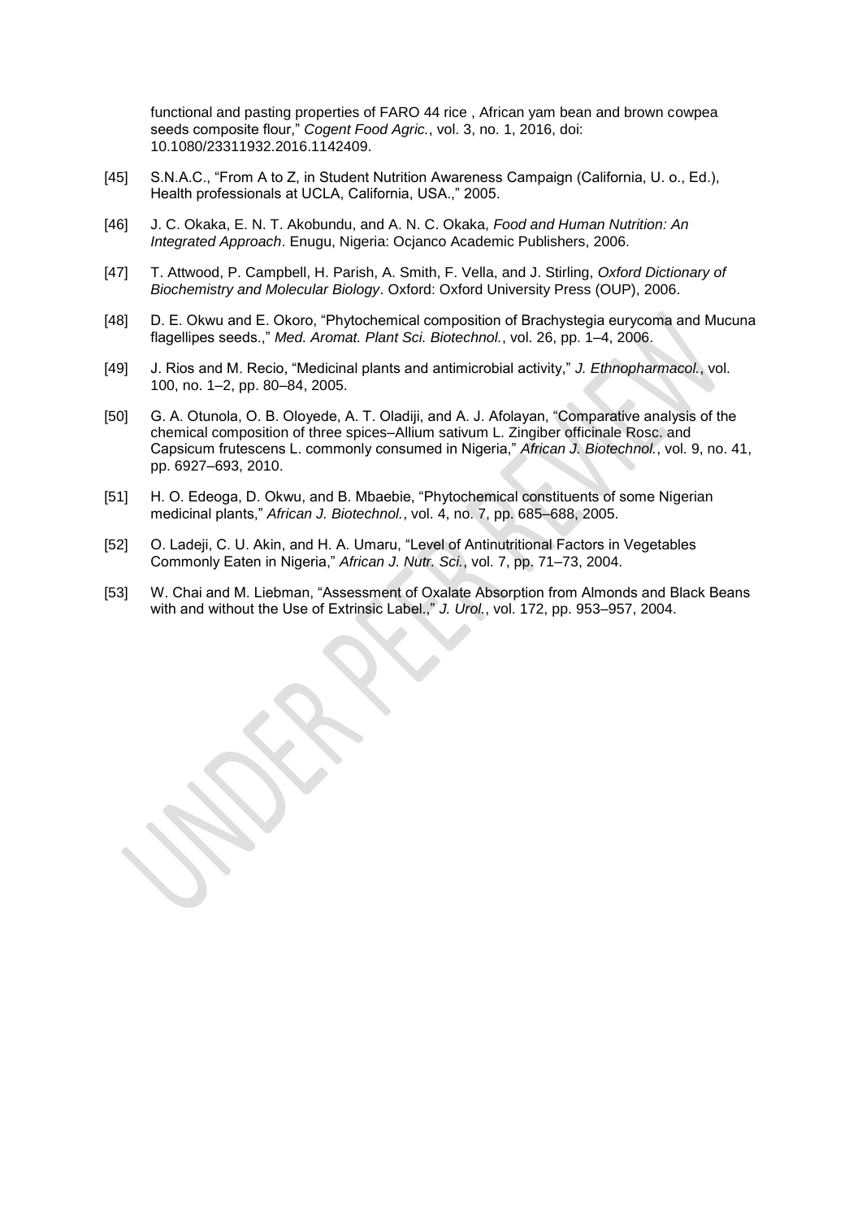functional and pasting properties of FARO 44 rice , African yam bean and brown cowpea seeds composite flour," *Cogent Food Agric.*, vol. 3, no. 1, 2016, doi: 10.1080/23311932.2016.1142409.

[45] S.N.A.C., "From A to Z, in Student Nutrition Awareness Campaign (California, U. o., Ed.), Health professionals at UCLA, California, USA.," 2005.

[46] J. C. Okaka, E. N. T. Akobundu, and A. N. C. Okaka, *Food and Human Nutrition: An Integrated Approach*. Enugu, Nigeria: Ocjanco Academic Publishers, 2006.

[47] T. Attwood, P. Campbell, H. Parish, A. Smith, F. Vella, and J. Stirling, *Oxford Dictionary of Biochemistry and Molecular Biology*. Oxford: Oxford University Press (OUP), 2006.

[48] D. E. Okwu and E. Okoro, "Phytochemical composition of Brachystegia eurycoma and Mucuna flagellipes seeds.," *Med. Aromat. Plant Sci. Biotechnol.*, vol. 26, pp. 1–4, 2006.

[49] J. Rios and M. Recio, "Medicinal plants and antimicrobial activity," *J. Ethnopharmacol.*, vol. 100, no. 1–2, pp. 80–84, 2005.

[50] G. A. Otunola, O. B. Oloyede, A. T. Oladiji, and A. J. Afolayan, "Comparative analysis of the chemical composition of three spices–Allium sativum L. Zingiber officinale Rosc. and Capsicum frutescens L. commonly consumed in Nigeria," *African J. Biotechnol.*, vol. 9, no. 41, pp. 6927–693, 2010.

[51] H. O. Edeoga, D. Okwu, and B. Mbaebie, "Phytochemical constituents of some Nigerian medicinal plants," *African J. Biotechnol.*, vol. 4, no. 7, pp. 685–688, 2005.

[52] O. Ladeji, C. U. Akin, and H. A. Umaru, "Level of Antinutritional Factors in Vegetables Commonly Eaten in Nigeria," *African J. Nutr. Sci.*, vol. 7, pp. 71–73, 2004.

[53] W. Chai and M. Liebman, "Assessment of Oxalate Absorption from Almonds and Black Beans with and without the Use of Extrinsic Label.," *J. Urol.*, vol. 172, pp. 953–957, 2004.